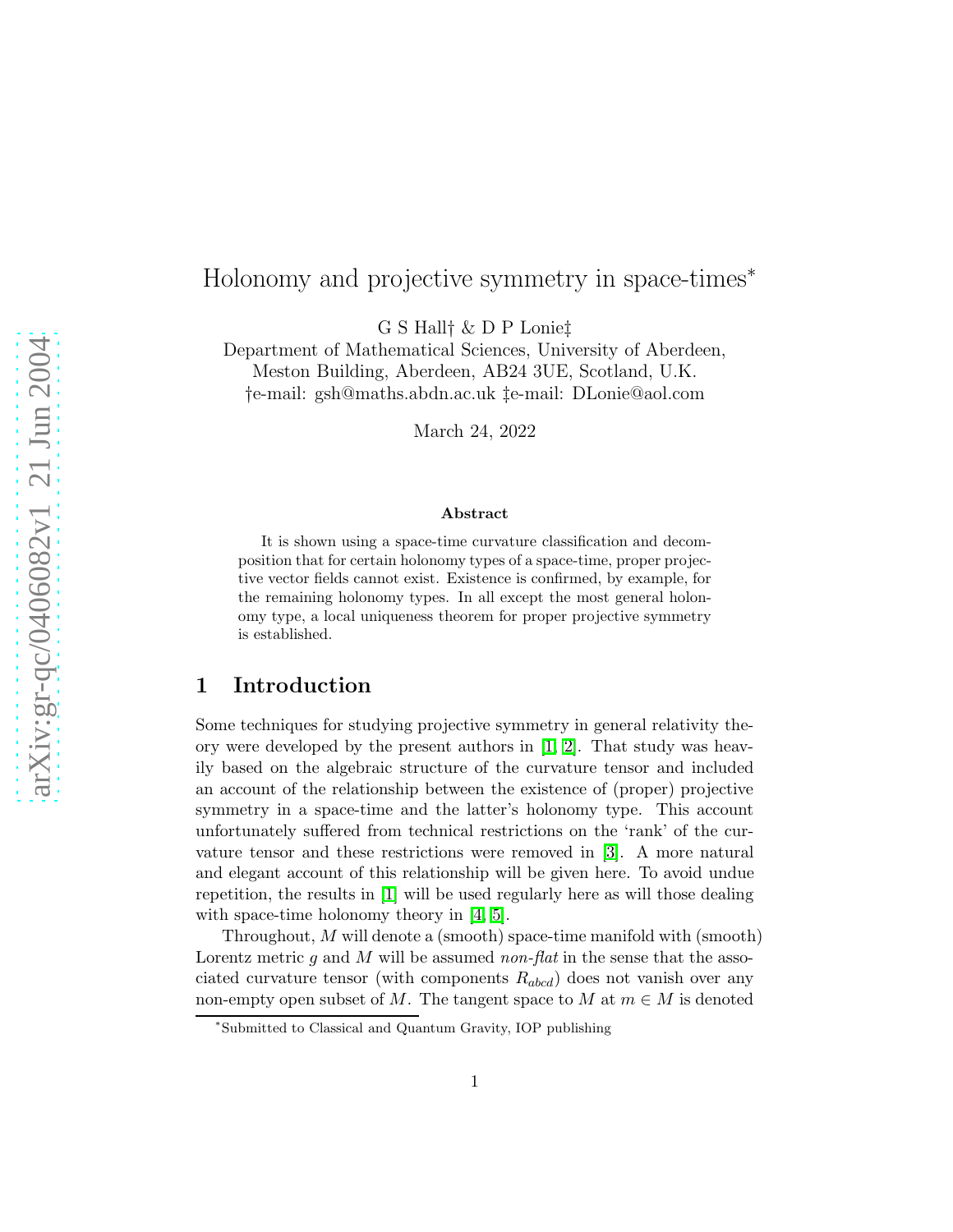# Holonomy and projective symmetry in space-times*

G S Hall† & D P Lonie‡

Department of Mathematical Sciences, University of Aberdeen, Meston Building, Aberdeen, AB24 3UE, Scotland, U.K.

†e-mail: gsh@maths.abdn.ac.uk ‡e-mail: DLonie@aol.com

March 24, 2022

### Abstract

It is shown using a space-time curvature classification and decomposition that for certain holonomy types of a space-time, proper projective vector fields cannot exist. Existence is confirmed, by example, for the remaining holonomy types. In all except the most general holonomy type, a local uniqueness theorem for proper projective symmetry is established.

## 1 Introduction

Some techniques for studying projective symmetry in general relativity theory were developed by the present authors in [1, 2]. That study was heavily based on the algebraic structure of the curvature tensor and included an account of the relationship between the existence of (proper) projective symmetry in a space-time and the latter's holonomy type. This account unfortunately suffered from technical restrictions on the 'rank' of the curvature tensor and these restrictions were removed in [3]. A more natural and elegant account of this relationship will be given here. To avoid undue repetition, the results in [1] will be used regularly here as will those dealing with space-time holonomy theory in [4, 5].

Throughout, $M$ will denote a (smooth) space-time manifold with (smooth) Lorentz metric $g$ and $M$ will be assumed *non-flat* in the sense that the associated curvature tensor (with components $R_{abcd}$) does not vanish over any non-empty open subset of $M$. The tangent space to $M$ at $m \in M$ is denoted

*Submitted to Classical and Quantum Gravity, IOP publishing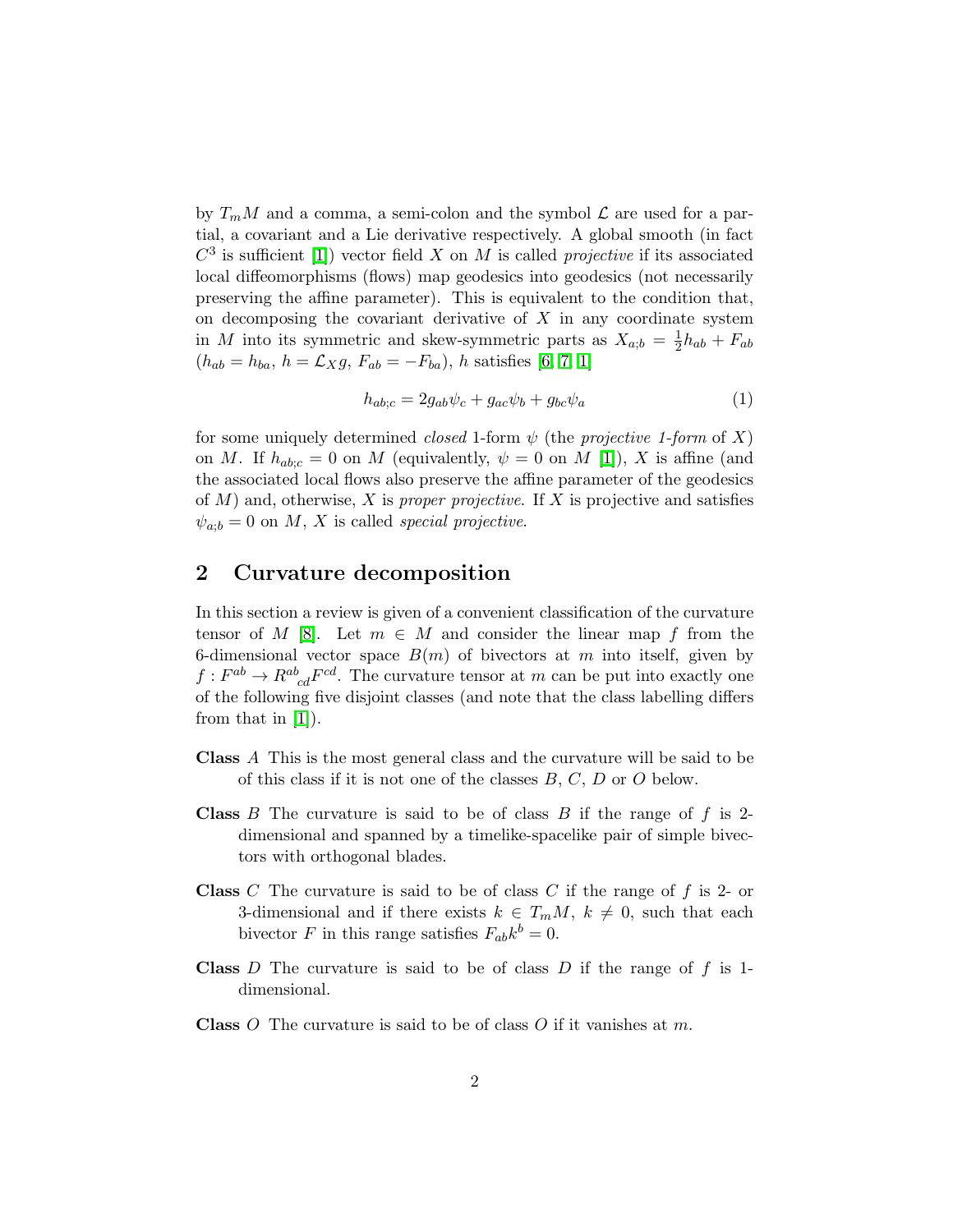by $T_m M$ and a comma, a semi-colon and the symbol $\mathcal{L}$ are used for a partial, a covariant and a Lie derivative respectively. A global smooth (in fact $C^3$ is sufficient [1]) vector field $X$ on $M$ is called *projective* if its associated local diffeomorphisms (flows) map geodesics into geodesics (not necessarily preserving the affine parameter). This is equivalent to the condition that, on decomposing the covariant derivative of $X$ in any coordinate system in $M$ into its symmetric and skew-symmetric parts as $X_{a;b} = \frac{1}{2}h_{ab} + F_{ab}$ ($h_{ab} = h_{ba}$, $h = \mathcal{L}_X g$, $F_{ab} = -F_{ba}$), $h$ satisfies [6, 7, 1]

$$h_{ab;c} = 2g_{ab}\psi_c + g_{ac}\psi_b + g_{bc}\psi_a \tag{1}$$

for some uniquely determined *closed* 1-form $\psi$ (the *projective 1-form* of $X$) on $M$. If $h_{ab;c} = 0$ on $M$ (equivalently, $\psi = 0$ on $M$ [1]), $X$ is affine (and the associated local flows also preserve the affine parameter of the geodesics of $M$) and, otherwise, $X$ is *proper projective*. If $X$ is projective and satisfies $\psi_{a;b} = 0$ on $M$, $X$ is called *special projective*.

## 2 Curvature decomposition

In this section a review is given of a convenient classification of the curvature tensor of $M$ [8]. Let $m \in M$ and consider the linear map $f$ from the 6-dimensional vector space $B(m)$ of bivectors at $m$ into itself, given by $f : F^{ab} \to R^{ab}{}_{cd}F^{cd}$. The curvature tensor at $m$ can be put into exactly one of the following five disjoint classes (and note that the class labelling differs from that in [1]).

**Class** $A$ This is the most general class and the curvature will be said to be of this class if it is not one of the classes $B$, $C$, $D$ or $O$ below.

**Class** $B$ The curvature is said to be of class $B$ if the range of $f$ is 2-dimensional and spanned by a timelike-spacelike pair of simple bivectors with orthogonal blades.

**Class** $C$ The curvature is said to be of class $C$ if the range of $f$ is 2- or 3-dimensional and if there exists $k \in T_m M$, $k \neq 0$, such that each bivector $F$ in this range satisfies $F_{ab}k^b = 0$.

**Class** $D$ The curvature is said to be of class $D$ if the range of $f$ is 1-dimensional.

**Class** $O$ The curvature is said to be of class $O$ if it vanishes at $m$.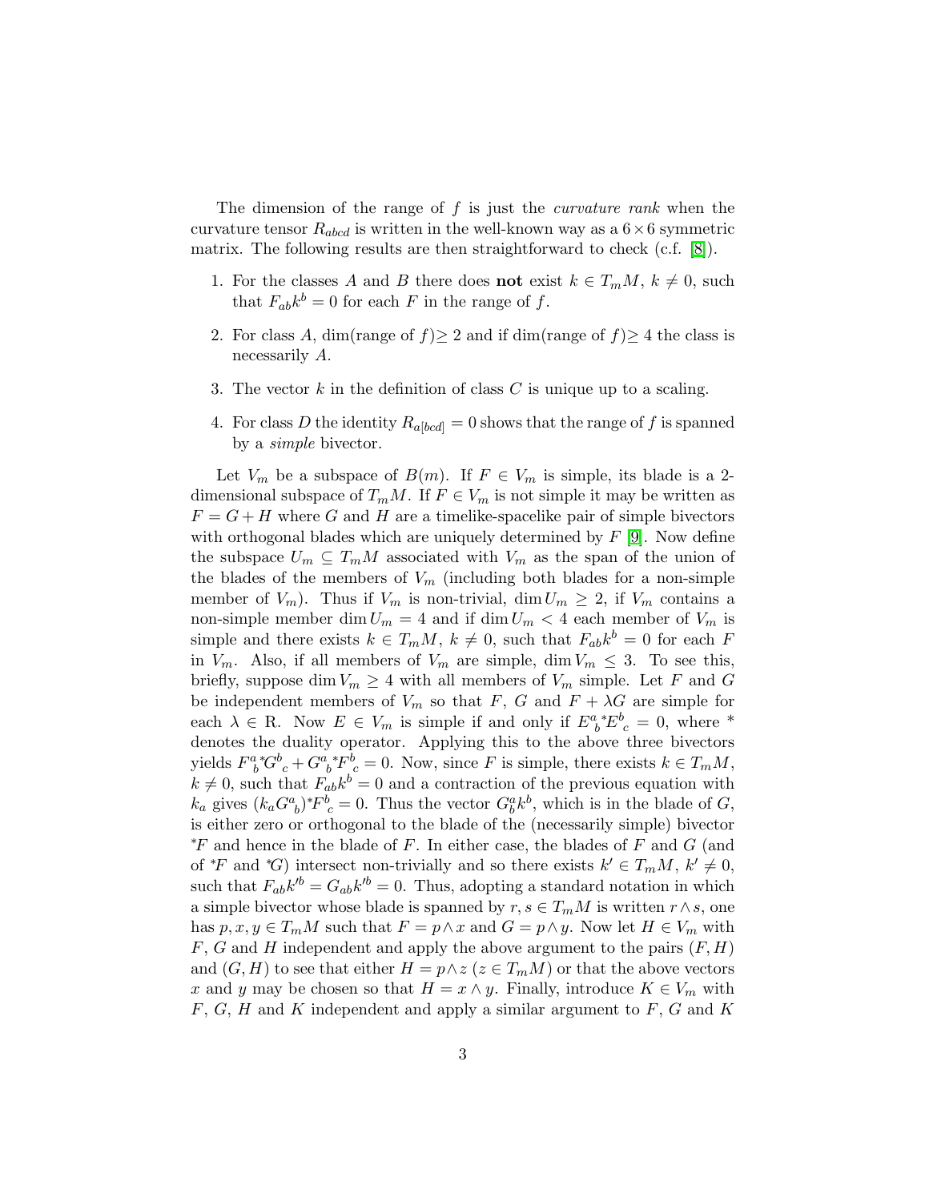The dimension of the range of $f$ is just the *curvature rank* when the curvature tensor $R_{abcd}$ is written in the well-known way as a $6 \times 6$ symmetric matrix. The following results are then straightforward to check (c.f. [8]).

1. For the classes $A$ and $B$ there does **not** exist $k \in T_m M$, $k \neq 0$, such that $F_{ab}k^b = 0$ for each $F$ in the range of $f$.
2. For class $A$, dim(range of $f$)$\geq 2$ and if dim(range of $f$)$\geq 4$ the class is necessarily $A$.
3. The vector $k$ in the definition of class $C$ is unique up to a scaling.
4. For class $D$ the identity $R_{a[bcd]} = 0$ shows that the range of $f$ is spanned by a *simple* bivector.

Let $V_m$ be a subspace of $B(m)$. If $F \in V_m$ is simple, its blade is a 2-dimensional subspace of $T_m M$. If $F \in V_m$ is not simple it may be written as $F = G + H$ where $G$ and $H$ are a timelike-spacelike pair of simple bivectors with orthogonal blades which are uniquely determined by $F$ [9]. Now define the subspace $U_m \subseteq T_m M$ associated with $V_m$ as the span of the union of the blades of the members of $V_m$ (including both blades for a non-simple member of $V_m$). Thus if $V_m$ is non-trivial, $\dim U_m \geq 2$, if $V_m$ contains a non-simple member $\dim U_m = 4$ and if $\dim U_m < 4$ each member of $V_m$ is simple and there exists $k \in T_m M$, $k \neq 0$, such that $F_{ab}k^b = 0$ for each $F$ in $V_m$. Also, if all members of $V_m$ are simple, $\dim V_m \leq 3$. To see this, briefly, suppose $\dim V_m \geq 4$ with all members of $V_m$ simple. Let $F$ and $G$ be independent members of $V_m$ so that $F$, $G$ and $F + \lambda G$ are simple for each $\lambda \in \mathrm{R}$. Now $E \in V_m$ is simple if and only if $E^a{}_b{}^*E^b{}_c = 0$, where $*$ denotes the duality operator. Applying this to the above three bivectors yields $F^a_b{}^*G^b{}_c + G^a{}_b{}^*F^b{}_c = 0$. Now, since $F$ is simple, there exists $k \in T_m M$, $k \neq 0$, such that $F_{ab}k^b = 0$ and a contraction of the previous equation with $k_a$ gives $(k_a G^a{}_b)^* F^b{}_c = 0$. Thus the vector $G^a_b k^b$, which is in the blade of $G$, is either zero or orthogonal to the blade of the (necessarily simple) bivector ${}^*F$ and hence in the blade of $F$. In either case, the blades of $F$ and $G$ (and of ${}^*F$ and ${}^*G$) intersect non-trivially and so there exists $k' \in T_m M$, $k' \neq 0$, such that $F_{ab}k'^b = G_{ab}k'^b = 0$. Thus, adopting a standard notation in which a simple bivector whose blade is spanned by $r, s \in T_m M$ is written $r \wedge s$, one has $p, x, y \in T_m M$ such that $F = p \wedge x$ and $G = p \wedge y$. Now let $H \in V_m$ with $F$, $G$ and $H$ independent and apply the above argument to the pairs $(F, H)$ and $(G, H)$ to see that either $H = p \wedge z$ ($z \in T_m M$) or that the above vectors $x$ and $y$ may be chosen so that $H = x \wedge y$. Finally, introduce $K \in V_m$ with $F$, $G$, $H$ and $K$ independent and apply a similar argument to $F$, $G$ and $K$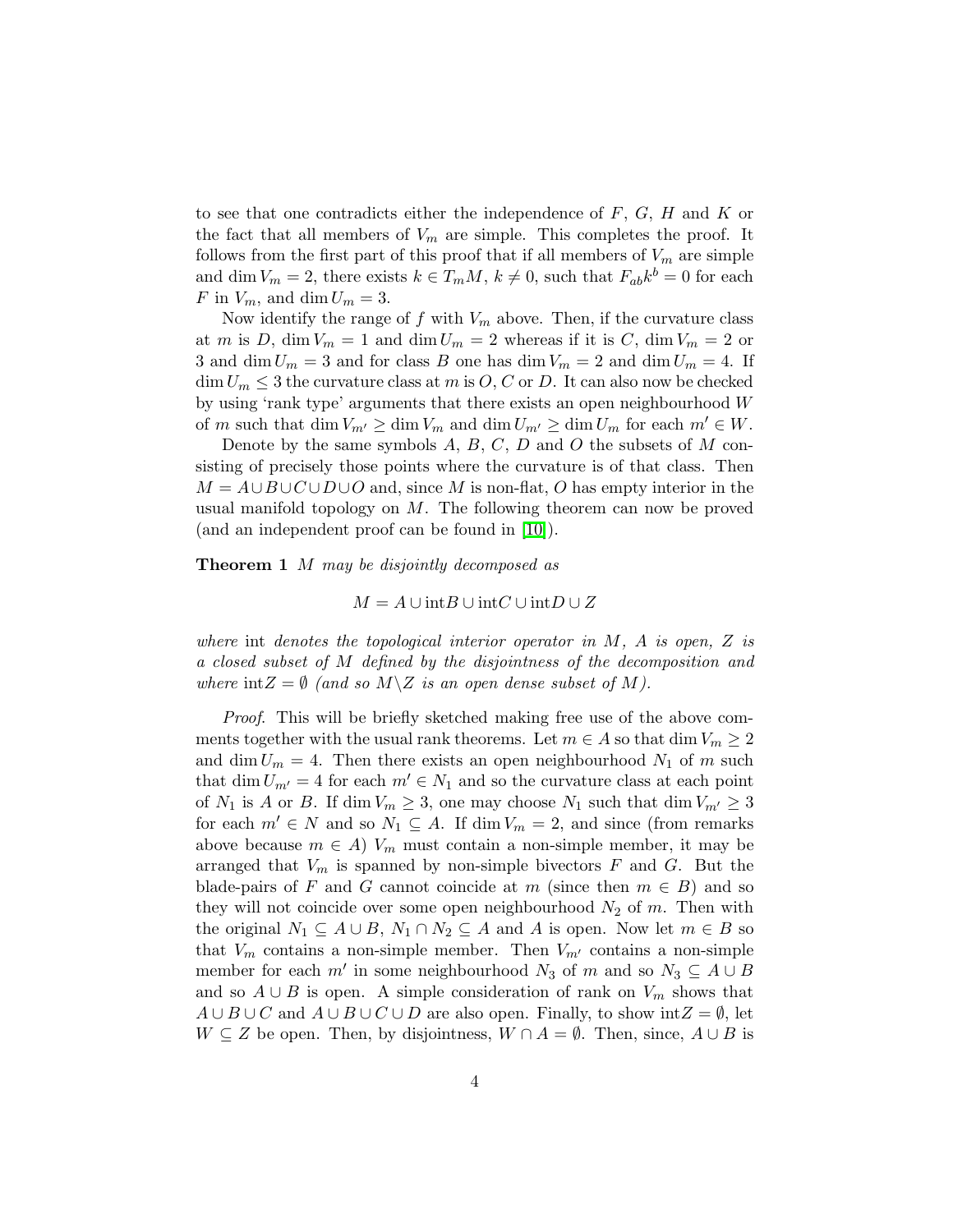to see that one contradicts either the independence of $F$, $G$, $H$ and $K$ or the fact that all members of $V_m$ are simple. This completes the proof. It follows from the first part of this proof that if all members of $V_m$ are simple and $\dim V_m = 2$, there exists $k \in T_m M$, $k \neq 0$, such that $F_{ab}k^b = 0$ for each $F$ in $V_m$, and $\dim U_m = 3$.

Now identify the range of $f$ with $V_m$ above. Then, if the curvature class at $m$ is $D$, $\dim V_m = 1$ and $\dim U_m = 2$ whereas if it is $C$, $\dim V_m = 2$ or 3 and $\dim U_m = 3$ and for class $B$ one has $\dim V_m = 2$ and $\dim U_m = 4$. If $\dim U_m \leq 3$ the curvature class at $m$ is $O$, $C$ or $D$. It can also now be checked by using 'rank type' arguments that there exists an open neighbourhood $W$ of $m$ such that $\dim V_{m'} \geq \dim V_m$ and $\dim U_{m'} \geq \dim U_m$ for each $m' \in W$.

Denote by the same symbols $A$, $B$, $C$, $D$ and $O$ the subsets of $M$ consisting of precisely those points where the curvature is of that class. Then $M = A \cup B \cup C \cup D \cup O$ and, since $M$ is non-flat, $O$ has empty interior in the usual manifold topology on $M$. The following theorem can now be proved (and an independent proof can be found in [10]).

**Theorem 1** *$M$ may be disjointly decomposed as*

$$M = A \cup \text{int}B \cup \text{int}C \cup \text{int}D \cup Z$$

*where* int *denotes the topological interior operator in $M$, $A$ is open, $Z$ is a closed subset of $M$ defined by the disjointness of the decomposition and where $\text{int}Z = \emptyset$ (and so $M \backslash Z$ is an open dense subset of $M$).*

*Proof.* This will be briefly sketched making free use of the above comments together with the usual rank theorems. Let $m \in A$ so that $\dim V_m \geq 2$ and $\dim U_m = 4$. Then there exists an open neighbourhood $N_1$ of $m$ such that $\dim U_{m'} = 4$ for each $m' \in N_1$ and so the curvature class at each point of $N_1$ is $A$ or $B$. If $\dim V_m \geq 3$, one may choose $N_1$ such that $\dim V_{m'} \geq 3$ for each $m' \in N$ and so $N_1 \subseteq A$. If $\dim V_m = 2$, and since (from remarks above because $m \in A$) $V_m$ must contain a non-simple member, it may be arranged that $V_m$ is spanned by non-simple bivectors $F$ and $G$. But the blade-pairs of $F$ and $G$ cannot coincide at $m$ (since then $m \in B$) and so they will not coincide over some open neighbourhood $N_2$ of $m$. Then with the original $N_1 \subseteq A \cup B$, $N_1 \cap N_2 \subseteq A$ and $A$ is open. Now let $m \in B$ so that $V_m$ contains a non-simple member. Then $V_{m'}$ contains a non-simple member for each $m'$ in some neighbourhood $N_3$ of $m$ and so $N_3 \subseteq A \cup B$ and so $A \cup B$ is open. A simple consideration of rank on $V_m$ shows that $A \cup B \cup C$ and $A \cup B \cup C \cup D$ are also open. Finally, to show $\text{int}Z = \emptyset$, let $W \subseteq Z$ be open. Then, by disjointness, $W \cap A = \emptyset$. Then, since, $A \cup B$ is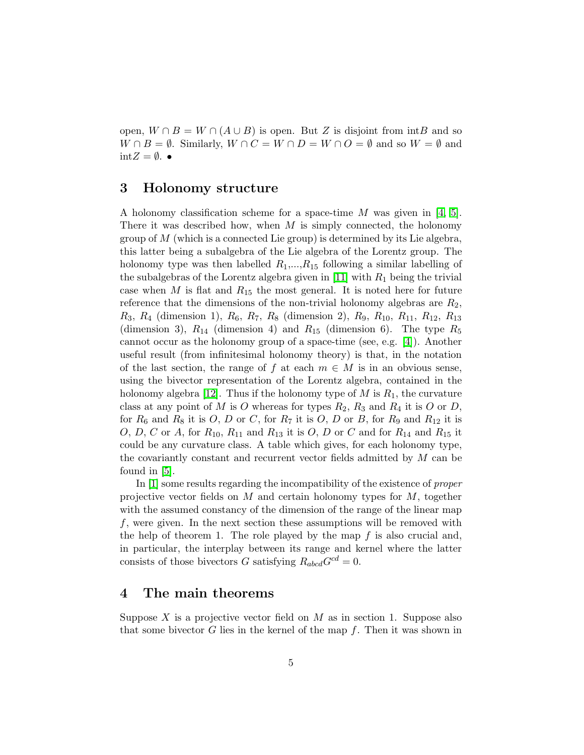open, $W \cap B = W \cap (A \cup B)$ is open. But $Z$ is disjoint from int$B$ and so $W \cap B = \emptyset$. Similarly, $W \cap C = W \cap D = W \cap O = \emptyset$ and so $W = \emptyset$ and int$Z = \emptyset$. •

## 3 Holonomy structure

A holonomy classification scheme for a space-time $M$ was given in [4, 5]. There it was described how, when $M$ is simply connected, the holonomy group of $M$ (which is a connected Lie group) is determined by its Lie algebra, this latter being a subalgebra of the Lie algebra of the Lorentz group. The holonomy type was then labelled $R_1$,...,$R_{15}$ following a similar labelling of the subalgebras of the Lorentz algebra given in [11] with $R_1$ being the trivial case when $M$ is flat and $R_{15}$ the most general. It is noted here for future reference that the dimensions of the non-trivial holonomy algebras are $R_2$, $R_3$, $R_4$ (dimension 1), $R_6$, $R_7$, $R_8$ (dimension 2), $R_9$, $R_{10}$, $R_{11}$, $R_{12}$, $R_{13}$ (dimension 3), $R_{14}$ (dimension 4) and $R_{15}$ (dimension 6). The type $R_5$ cannot occur as the holonomy group of a space-time (see, e.g. [4]). Another useful result (from infinitesimal holonomy theory) is that, in the notation of the last section, the range of $f$ at each $m \in M$ is in an obvious sense, using the bivector representation of the Lorentz algebra, contained in the holonomy algebra [12]. Thus if the holonomy type of $M$ is $R_1$, the curvature class at any point of $M$ is $O$ whereas for types $R_2$, $R_3$ and $R_4$ it is $O$ or $D$, for $R_6$ and $R_8$ it is $O$, $D$ or $C$, for $R_7$ it is $O$, $D$ or $B$, for $R_9$ and $R_{12}$ it is $O$, $D$, $C$ or $A$, for $R_{10}$, $R_{11}$ and $R_{13}$ it is $O$, $D$ or $C$ and for $R_{14}$ and $R_{15}$ it could be any curvature class. A table which gives, for each holonomy type, the covariantly constant and recurrent vector fields admitted by $M$ can be found in [5].

In [1] some results regarding the incompatibility of the existence of *proper* projective vector fields on $M$ and certain holonomy types for $M$, together with the assumed constancy of the dimension of the range of the linear map $f$, were given. In the next section these assumptions will be removed with the help of theorem 1. The role played by the map $f$ is also crucial and, in particular, the interplay between its range and kernel where the latter consists of those bivectors $G$ satisfying $R_{abcd}G^{cd} = 0$.

## 4 The main theorems

Suppose $X$ is a projective vector field on $M$ as in section 1. Suppose also that some bivector $G$ lies in the kernel of the map $f$. Then it was shown in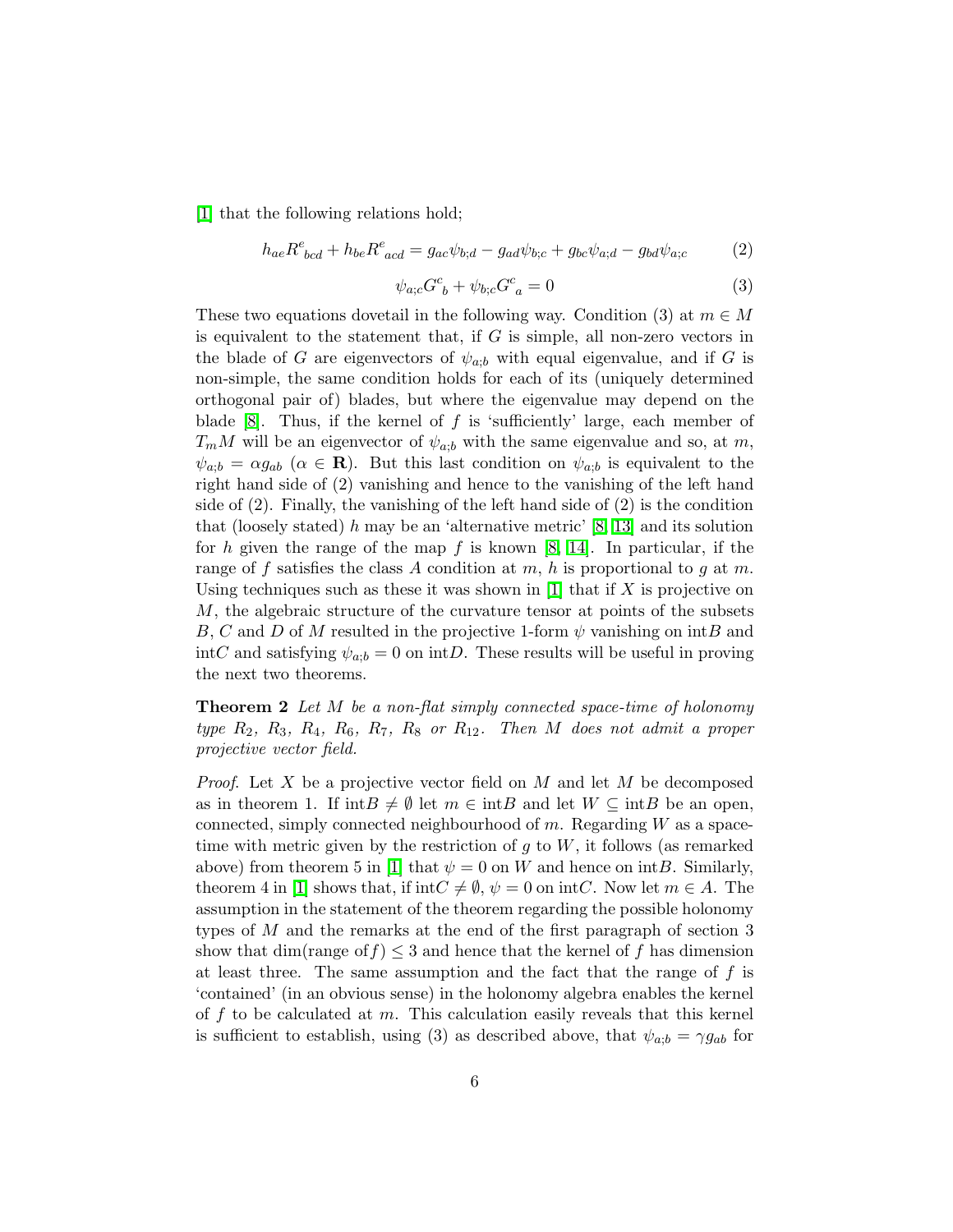[1] that the following relations hold;

$$h_{ae}R^{e}{}_{bcd} + h_{be}R^{e}{}_{acd} = g_{ac}\psi_{b;d} - g_{ad}\psi_{b;c} + g_{bc}\psi_{a;d} - g_{bd}\psi_{a;c} \tag{2}$$

$$\psi_{a;c}G^{c}{}_{b} + \psi_{b;c}G^{c}{}_{a} = 0 \tag{3}$$

These two equations dovetail in the following way. Condition (3) at $m \in M$ is equivalent to the statement that, if $G$ is simple, all non-zero vectors in the blade of $G$ are eigenvectors of $\psi_{a;b}$ with equal eigenvalue, and if $G$ is non-simple, the same condition holds for each of its (uniquely determined orthogonal pair of) blades, but where the eigenvalue may depend on the blade [8]. Thus, if the kernel of $f$ is 'sufficiently' large, each member of $T_mM$ will be an eigenvector of $\psi_{a;b}$ with the same eigenvalue and so, at $m$, $\psi_{a;b} = \alpha g_{ab}$ ($\alpha \in \mathbf{R}$). But this last condition on $\psi_{a;b}$ is equivalent to the right hand side of (2) vanishing and hence to the vanishing of the left hand side of (2). Finally, the vanishing of the left hand side of (2) is the condition that (loosely stated) $h$ may be an 'alternative metric' [8][13] and its solution for $h$ given the range of the map $f$ is known [8, 14]. In particular, if the range of $f$ satisfies the class $A$ condition at $m$, $h$ is proportional to $g$ at $m$. Using techniques such as these it was shown in [1] that if $X$ is projective on $M$, the algebraic structure of the curvature tensor at points of the subsets $B$, $C$ and $D$ of $M$ resulted in the projective 1-form $\psi$ vanishing on int$B$ and int$C$ and satisfying $\psi_{a;b} = 0$ on int$D$. These results will be useful in proving the next two theorems.

**Theorem 2** *Let $M$ be a non-flat simply connected space-time of holonomy type $R_2$, $R_3$, $R_4$, $R_6$, $R_7$, $R_8$ or $R_{12}$. Then $M$ does not admit a proper projective vector field.*

*Proof.* Let $X$ be a projective vector field on $M$ and let $M$ be decomposed as in theorem 1. If int$B \neq \emptyset$ let $m \in$ int$B$ and let $W \subseteq$ int$B$ be an open, connected, simply connected neighbourhood of $m$. Regarding $W$ as a space-time with metric given by the restriction of $g$ to $W$, it follows (as remarked above) from theorem 5 in [1] that $\psi = 0$ on $W$ and hence on int$B$. Similarly, theorem 4 in [1] shows that, if int$C \neq \emptyset$, $\psi = 0$ on int$C$. Now let $m \in A$. The assumption in the statement of the theorem regarding the possible holonomy types of $M$ and the remarks at the end of the first paragraph of section 3 show that dim(range of $f$) $\leq 3$ and hence that the kernel of $f$ has dimension at least three. The same assumption and the fact that the range of $f$ is 'contained' (in an obvious sense) in the holonomy algebra enables the kernel of $f$ to be calculated at $m$. This calculation easily reveals that this kernel is sufficient to establish, using (3) as described above, that $\psi_{a;b} = \gamma g_{ab}$ for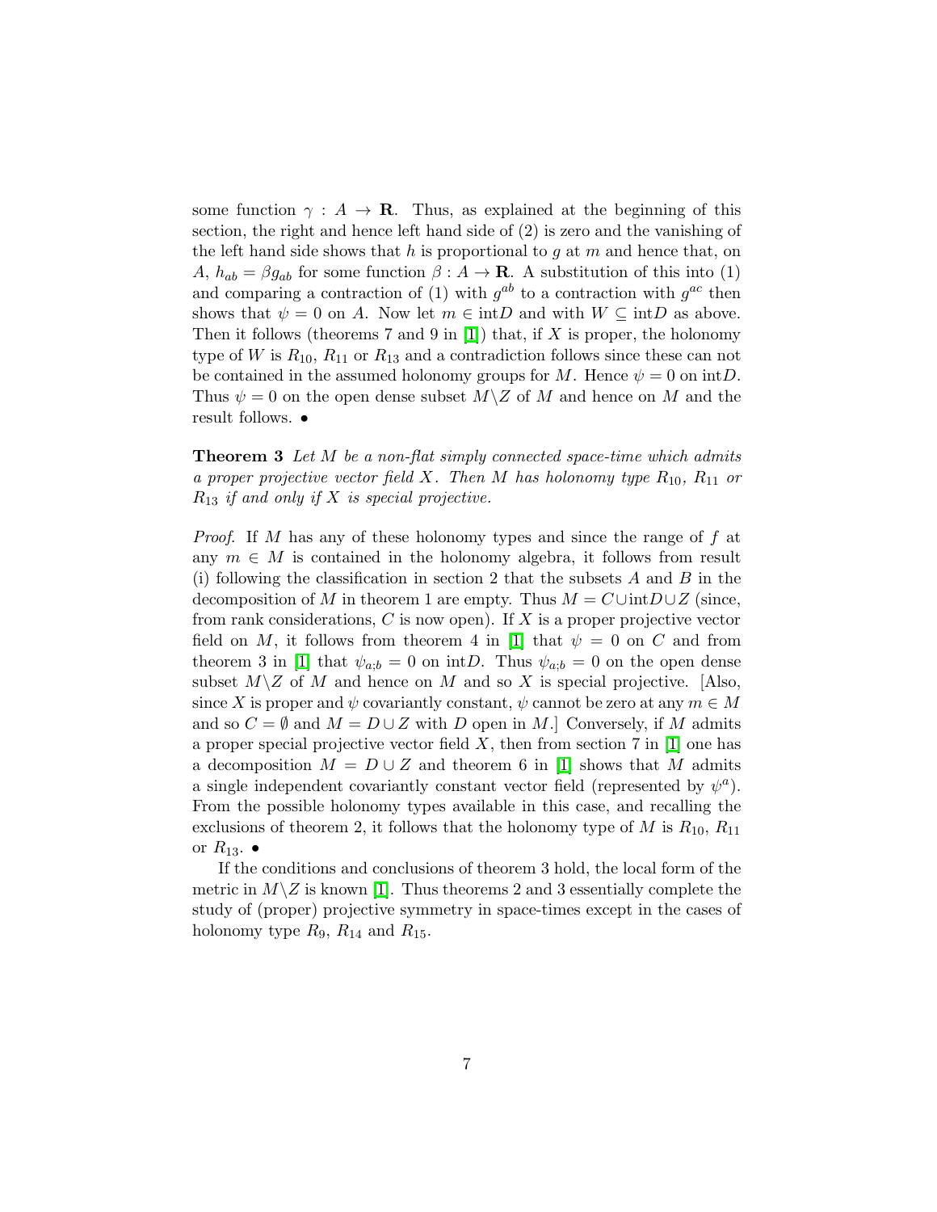some function $\gamma : A \to \mathbf{R}$. Thus, as explained at the beginning of this section, the right and hence left hand side of (2) is zero and the vanishing of the left hand side shows that $h$ is proportional to $g$ at $m$ and hence that, on $A$, $h_{ab} = \beta g_{ab}$ for some function $\beta : A \to \mathbf{R}$. A substitution of this into (1) and comparing a contraction of (1) with $g^{ab}$ to a contraction with $g^{ac}$ then shows that $\psi = 0$ on $A$. Now let $m \in \text{int}D$ and with $W \subseteq \text{int}D$ as above. Then it follows (theorems 7 and 9 in [1]) that, if $X$ is proper, the holonomy type of $W$ is $R_{10}$, $R_{11}$ or $R_{13}$ and a contradiction follows since these can not be contained in the assumed holonomy groups for $M$. Hence $\psi = 0$ on $\text{int}D$. Thus $\psi = 0$ on the open dense subset $M \backslash Z$ of $M$ and hence on $M$ and the result follows. $\bullet$

**Theorem 3** *Let $M$ be a non-flat simply connected space-time which admits a proper projective vector field $X$. Then $M$ has holonomy type $R_{10}$, $R_{11}$ or $R_{13}$ if and only if $X$ is special projective.*

*Proof.* If $M$ has any of these holonomy types and since the range of $f$ at any $m \in M$ is contained in the holonomy algebra, it follows from result (i) following the classification in section 2 that the subsets $A$ and $B$ in the decomposition of $M$ in theorem 1 are empty. Thus $M = C \cup \text{int}D \cup Z$ (since, from rank considerations, $C$ is now open). If $X$ is a proper projective vector field on $M$, it follows from theorem 4 in [1] that $\psi = 0$ on $C$ and from theorem 3 in [1] that $\psi_{a;b} = 0$ on $\text{int}D$. Thus $\psi_{a;b} = 0$ on the open dense subset $M \backslash Z$ of $M$ and hence on $M$ and so $X$ is special projective. [Also, since $X$ is proper and $\psi$ covariantly constant, $\psi$ cannot be zero at any $m \in M$ and so $C = \emptyset$ and $M = D \cup Z$ with $D$ open in $M$.] Conversely, if $M$ admits a proper special projective vector field $X$, then from section 7 in [1] one has a decomposition $M = D \cup Z$ and theorem 6 in [1] shows that $M$ admits a single independent covariantly constant vector field (represented by $\psi^a$). From the possible holonomy types available in this case, and recalling the exclusions of theorem 2, it follows that the holonomy type of $M$ is $R_{10}$, $R_{11}$ or $R_{13}$. $\bullet$

If the conditions and conclusions of theorem 3 hold, the local form of the metric in $M \backslash Z$ is known [1]. Thus theorems 2 and 3 essentially complete the study of (proper) projective symmetry in space-times except in the cases of holonomy type $R_9$, $R_{14}$ and $R_{15}$.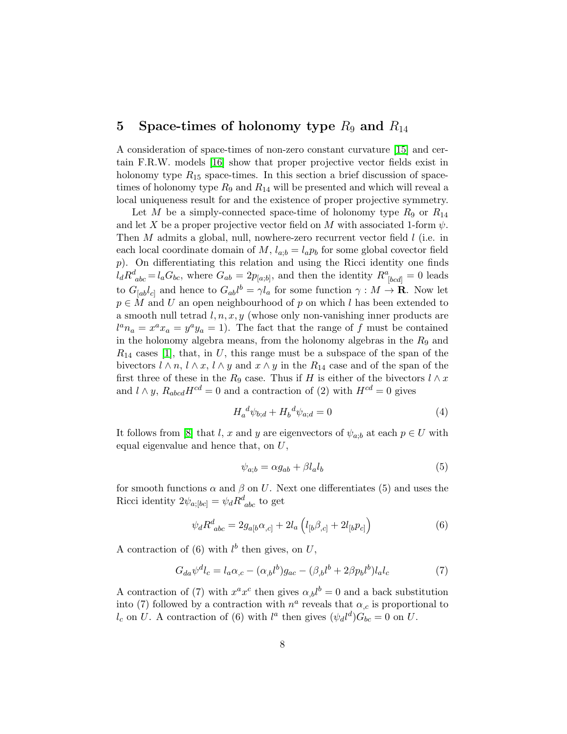## 5 Space-times of holonomy type $R_9$ and $R_{14}$

A consideration of space-times of non-zero constant curvature [15] and certain F.R.W. models [16] show that proper projective vector fields exist in holonomy type $R_{15}$ space-times. In this section a brief discussion of space-times of holonomy type $R_9$ and $R_{14}$ will be presented and which will reveal a local uniqueness result for and the existence of proper projective symmetry.

Let $M$ be a simply-connected space-time of holonomy type $R_9$ or $R_{14}$ and let $X$ be a proper projective vector field on $M$ with associated 1-form $\psi$. Then $M$ admits a global, null, nowhere-zero recurrent vector field $l$ (i.e. in each local coordinate domain of $M$, $l_{a;b} = l_a p_b$ for some global covector field $p$). On differentiating this relation and using the Ricci identity one finds $l_d R^d{}_{abc} = l_a G_{bc}$, where $G_{ab} = 2p_{[a;b]}$, and then the identity $R^a{}_{[bcd]} = 0$ leads to $G_{[ab}l_{c]}$ and hence to $G_{ab}l^b = \gamma l_a$ for some function $\gamma : M \to \mathbf{R}$. Now let $p \in M$ and $U$ an open neighbourhood of $p$ on which $l$ has been extended to a smooth null tetrad $l, n, x, y$ (whose only non-vanishing inner products are $l^a n_a = x^a x_a = y^a y_a = 1$). The fact that the range of $f$ must be contained in the holonomy algebra means, from the holonomy algebras in the $R_9$ and $R_{14}$ cases [1], that, in $U$, this range must be a subspace of the span of the bivectors $l \wedge n$, $l \wedge x$, $l \wedge y$ and $x \wedge y$ in the $R_{14}$ case and of the span of the first three of these in the $R_9$ case. Thus if $H$ is either of the bivectors $l \wedge x$ and $l \wedge y$, $R_{abcd}H^{cd} = 0$ and a contraction of (2) with $H^{cd} = 0$ gives

$$H_a{}^d \psi_{b;d} + H_b{}^d \psi_{a;d} = 0 \tag{4}$$

It follows from [8] that $l$, $x$ and $y$ are eigenvectors of $\psi_{a;b}$ at each $p \in U$ with equal eigenvalue and hence that, on $U$,

$$\psi_{a;b} = \alpha g_{ab} + \beta l_a l_b \tag{5}$$

for smooth functions $\alpha$ and $\beta$ on $U$. Next one differentiates (5) and uses the Ricci identity $2\psi_{a;[bc]} = \psi_d R^d{}_{abc}$ to get

$$\psi_d R^d{}_{abc} = 2g_{a[b}\alpha_{,c]} + 2l_a \left( l_{[b}\beta_{,c]} + 2l_{[b}p_{c]} \right) \tag{6}$$

A contraction of (6) with $l^b$ then gives, on $U$,

$$G_{da}\psi^d l_c = l_a \alpha_{,c} - (\alpha_{,b}l^b)g_{ac} - (\beta_{,b}l^b + 2\beta p_b l^b) l_a l_c \tag{7}$$

A contraction of (7) with $x^a x^c$ then gives $\alpha_{,b}l^b = 0$ and a back substitution into (7) followed by a contraction with $n^a$ reveals that $\alpha_{,c}$ is proportional to $l_c$ on $U$. A contraction of (6) with $l^a$ then gives $(\psi_d l^d)G_{bc} = 0$ on $U$.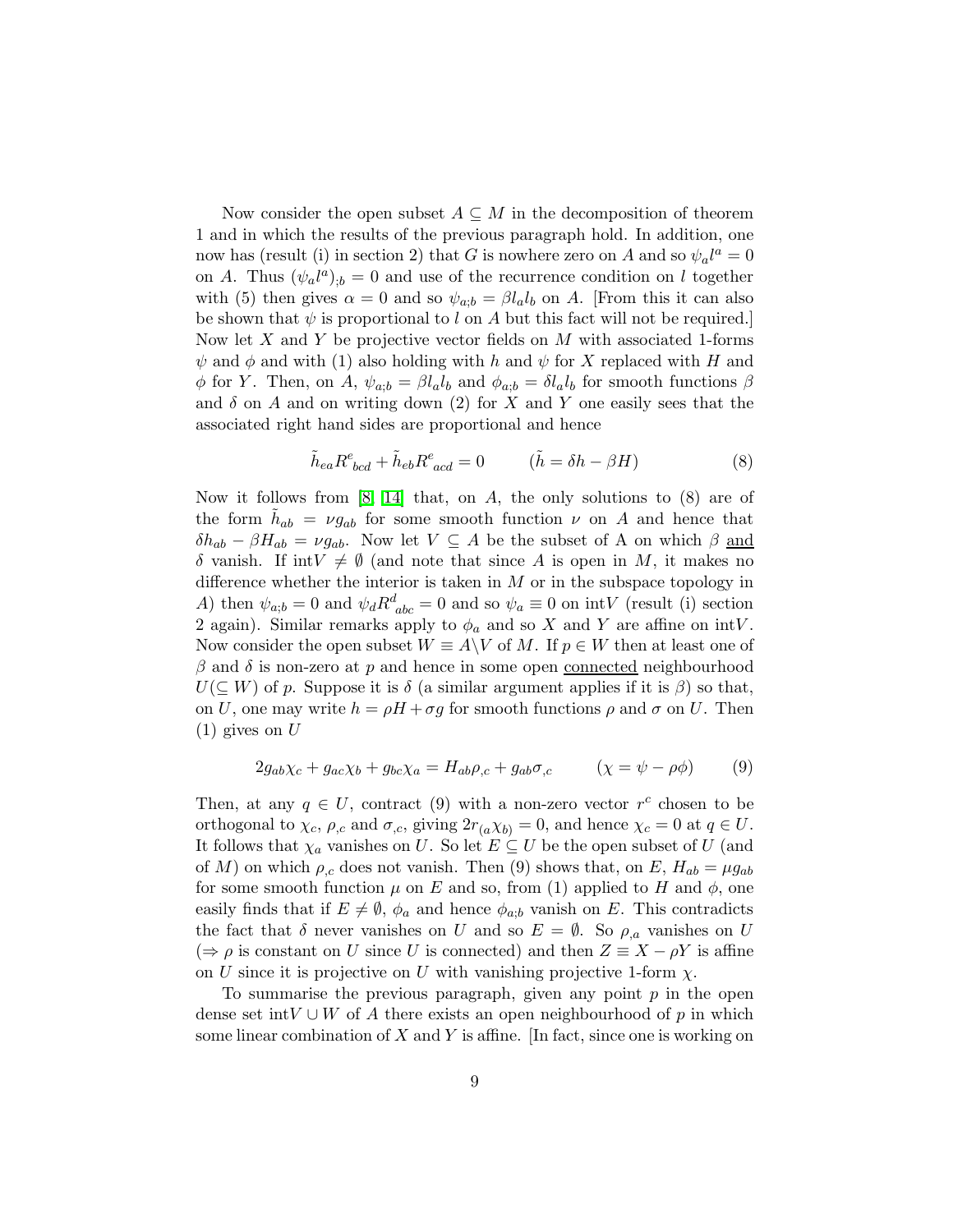Now consider the open subset $A \subseteq M$ in the decomposition of theorem 1 and in which the results of the previous paragraph hold. In addition, one now has (result (i) in section 2) that $G$ is nowhere zero on $A$ and so $\psi_a l^a = 0$ on $A$. Thus $(\psi_a l^a)_{;b} = 0$ and use of the recurrence condition on $l$ together with (5) then gives $\alpha = 0$ and so $\psi_{a;b} = \beta l_a l_b$ on $A$. [From this it can also be shown that $\psi$ is proportional to $l$ on $A$ but this fact will not be required.] Now let $X$ and $Y$ be projective vector fields on $M$ with associated 1-forms $\psi$ and $\phi$ and with (1) also holding with $h$ and $\psi$ for $X$ replaced with $H$ and $\phi$ for $Y$. Then, on $A$, $\psi_{a;b} = \beta l_a l_b$ and $\phi_{a;b} = \delta l_a l_b$ for smooth functions $\beta$ and $\delta$ on $A$ and on writing down (2) for $X$ and $Y$ one easily sees that the associated right hand sides are proportional and hence

$$\tilde{h}_{ea} R^e{}_{bcd} + \tilde{h}_{eb} R^e{}_{acd} = 0 \qquad (\tilde{h} = \delta h - \beta H) \tag{8}$$

Now it follows from [8] [14] that, on $A$, the only solutions to (8) are of the form $\tilde{h}_{ab} = \nu g_{ab}$ for some smooth function $\nu$ on $A$ and hence that $\delta h_{ab} - \beta H_{ab} = \nu g_{ab}$. Now let $V \subseteq A$ be the subset of A on which $\beta$ <u>and</u> $\delta$ vanish. If $\text{int}V \neq \emptyset$ (and note that since $A$ is open in $M$, it makes no difference whether the interior is taken in $M$ or in the subspace topology in $A$) then $\psi_{a;b} = 0$ and $\psi_d R^d{}_{abc} = 0$ and so $\psi_a \equiv 0$ on $\text{int}V$ (result (i) section 2 again). Similar remarks apply to $\phi_a$ and so $X$ and $Y$ are affine on $\text{int}V$. Now consider the open subset $W \equiv A \backslash V$ of $M$. If $p \in W$ then at least one of $\beta$ and $\delta$ is non-zero at $p$ and hence in some open <u>connected</u> neighbourhood $U (\subseteq W)$ of $p$. Suppose it is $\delta$ (a similar argument applies if it is $\beta$) so that, on $U$, one may write $h = \rho H + \sigma g$ for smooth functions $\rho$ and $\sigma$ on $U$. Then (1) gives on $U$

$$2g_{ab}\chi_c + g_{ac}\chi_b + g_{bc}\chi_a = H_{ab}\rho_{,c} + g_{ab}\sigma_{,c} \qquad (\chi = \psi - \rho\phi) \tag{9}$$

Then, at any $q \in U$, contract (9) with a non-zero vector $r^c$ chosen to be orthogonal to $\chi_c$, $\rho_{,c}$ and $\sigma_{,c}$, giving $2r_{(a}\chi_{b)} = 0$, and hence $\chi_c = 0$ at $q \in U$. It follows that $\chi_a$ vanishes on $U$. So let $E \subseteq U$ be the open subset of $U$ (and of $M$) on which $\rho_{,c}$ does not vanish. Then (9) shows that, on $E$, $H_{ab} = \mu g_{ab}$ for some smooth function $\mu$ on $E$ and so, from (1) applied to $H$ and $\phi$, one easily finds that if $E \neq \emptyset$, $\phi_a$ and hence $\phi_{a;b}$ vanish on $E$. This contradicts the fact that $\delta$ never vanishes on $U$ and so $E = \emptyset$. So $\rho_{,a}$ vanishes on $U$ ($\Rightarrow \rho$ is constant on $U$ since $U$ is connected) and then $Z \equiv X - \rho Y$ is affine on $U$ since it is projective on $U$ with vanishing projective 1-form $\chi$.

To summarise the previous paragraph, given any point $p$ in the open dense set $\text{int}V \cup W$ of $A$ there exists an open neighbourhood of $p$ in which some linear combination of $X$ and $Y$ is affine. [In fact, since one is working on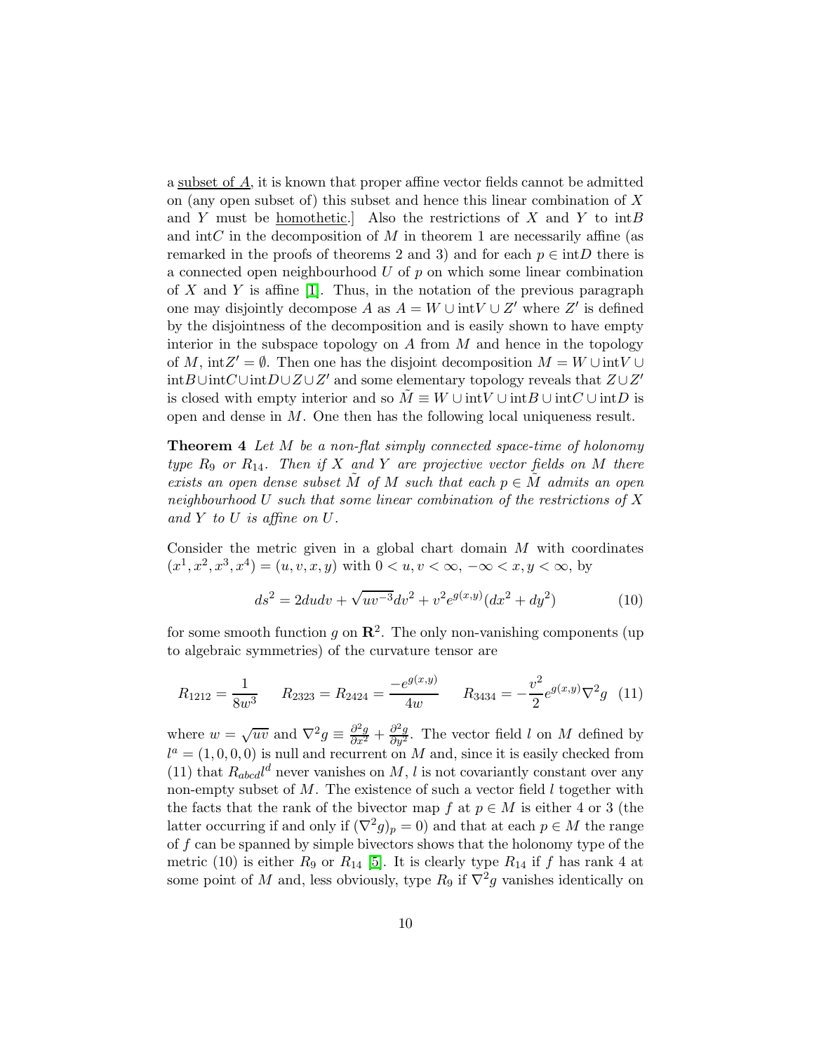a <u>subset of $A$</u>, it is known that proper affine vector fields cannot be admitted on (any open subset of) this subset and hence this linear combination of $X$ and $Y$ must be <u>homothetic</u>.] Also the restrictions of $X$ and $Y$ to int$B$ and int$C$ in the decomposition of $M$ in theorem 1 are necessarily affine (as remarked in the proofs of theorems 2 and 3) and for each $p \in \text{int}D$ there is a connected open neighbourhood $U$ of $p$ on which some linear combination of $X$ and $Y$ is affine [1]. Thus, in the notation of the previous paragraph one may disjointly decompose $A$ as $A = W \cup \text{int}V \cup Z'$ where $Z'$ is defined by the disjointness of the decomposition and is easily shown to have empty interior in the subspace topology on $A$ from $M$ and hence in the topology of $M$, $\text{int}Z' = \emptyset$. Then one has the disjoint decomposition $M = W \cup \text{int}V \cup \text{int}B \cup \text{int}C \cup \text{int}D \cup Z \cup Z'$ and some elementary topology reveals that $Z \cup Z'$ is closed with empty interior and so $\tilde{M} \equiv W \cup \text{int}V \cup \text{int}B \cup \text{int}C \cup \text{int}D$ is open and dense in $M$. One then has the following local uniqueness result.

**Theorem 4** *Let $M$ be a non-flat simply connected space-time of holonomy type $R_9$ or $R_{14}$. Then if $X$ and $Y$ are projective vector fields on $M$ there exists an open dense subset $\tilde{M}$ of $M$ such that each $p \in \tilde{M}$ admits an open neighbourhood $U$ such that some linear combination of the restrictions of $X$ and $Y$ to $U$ is affine on $U$.*

Consider the metric given in a global chart domain $M$ with coordinates $(x^1, x^2, x^3, x^4) = (u, v, x, y)$ with $0 < u, v < \infty$, $-\infty < x, y < \infty$, by

$$ds^2 = 2dudv + \sqrt{uv^{-3}}dv^2 + v^2 e^{g(x,y)}(dx^2 + dy^2) \tag{10}$$

for some smooth function $g$ on $\mathbf{R}^2$. The only non-vanishing components (up to algebraic symmetries) of the curvature tensor are

$$R_{1212} = \frac{1}{8w^3} \qquad R_{2323} = R_{2424} = \frac{-e^{g(x,y)}}{4w} \qquad R_{3434} = -\frac{v^2}{2}e^{g(x,y)}\nabla^2 g \tag{11}$$

where $w = \sqrt{uv}$ and $\nabla^2 g \equiv \frac{\partial^2 g}{\partial x^2} + \frac{\partial^2 g}{\partial y^2}$. The vector field $l$ on $M$ defined by $l^a = (1, 0, 0, 0)$ is null and recurrent on $M$ and, since it is easily checked from (11) that $R_{abcd}l^d$ never vanishes on $M$, $l$ is not covariantly constant over any non-empty subset of $M$. The existence of such a vector field $l$ together with the facts that the rank of the bivector map $f$ at $p \in M$ is either 4 or 3 (the latter occurring if and only if $(\nabla^2 g)_p = 0$) and that at each $p \in M$ the range of $f$ can be spanned by simple bivectors shows that the holonomy type of the metric (10) is either $R_9$ or $R_{14}$ [5]. It is clearly type $R_{14}$ if $f$ has rank 4 at some point of $M$ and, less obviously, type $R_9$ if $\nabla^2 g$ vanishes identically on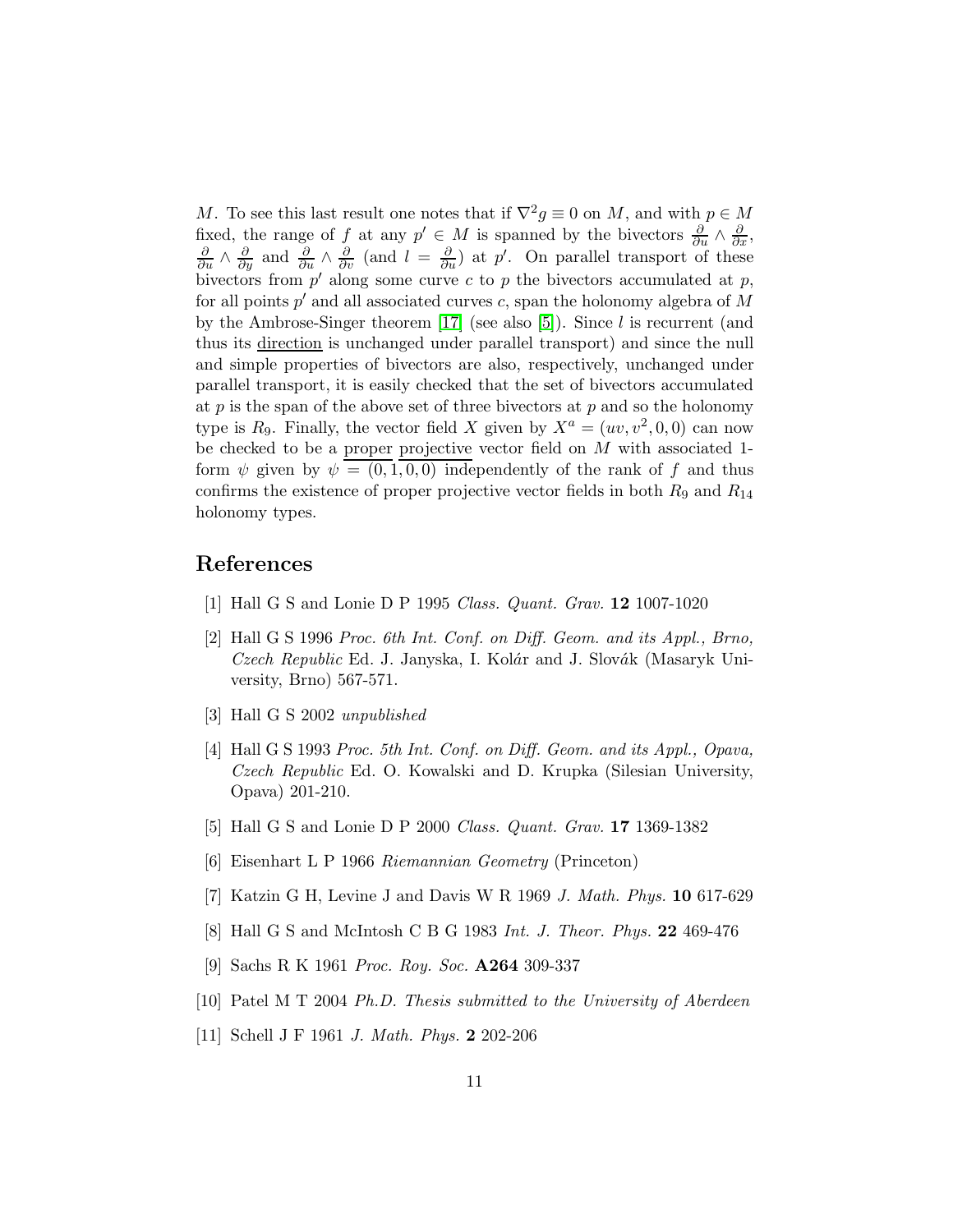$M$. To see this last result one notes that if $\nabla^2 g \equiv 0$ on $M$, and with $p \in M$ fixed, the range of $f$ at any $p' \in M$ is spanned by the bivectors $\frac{\partial}{\partial u} \wedge \frac{\partial}{\partial x}$, $\frac{\partial}{\partial u} \wedge \frac{\partial}{\partial y}$ and $\frac{\partial}{\partial u} \wedge \frac{\partial}{\partial v}$ (and $l = \frac{\partial}{\partial u}$) at $p'$. On parallel transport of these bivectors from $p'$ along some curve $c$ to $p$ the bivectors accumulated at $p$, for all points $p'$ and all associated curves $c$, span the holonomy algebra of $M$ by the Ambrose-Singer theorem [17] (see also [5]). Since $l$ is recurrent (and thus its <u>direction</u> is unchanged under parallel transport) and since the null and simple properties of bivectors are also, respectively, unchanged under parallel transport, it is easily checked that the set of bivectors accumulated at $p$ is the span of the above set of three bivectors at $p$ and so the holonomy type is $R_9$. Finally, the vector field $X$ given by $X^a = (uv, v^2, 0, 0)$ can now be checked to be a <u>proper</u> <u>projective</u> vector field on $M$ with associated 1-form $\psi$ given by $\psi = (0, 1, 0, 0)$ independently of the rank of $f$ and thus confirms the existence of proper projective vector fields in both $R_9$ and $R_{14}$ holonomy types.

## References

[1] Hall G S and Lonie D P 1995 *Class. Quant. Grav.* **12** 1007-1020

[2] Hall G S 1996 *Proc. 6th Int. Conf. on Diff. Geom. and its Appl., Brno, Czech Republic* Ed. J. Janyska, I. Kolár and J. Slovák (Masaryk University, Brno) 567-571.

[3] Hall G S 2002 *unpublished*

[4] Hall G S 1993 *Proc. 5th Int. Conf. on Diff. Geom. and its Appl., Opava, Czech Republic* Ed. O. Kowalski and D. Krupka (Silesian University, Opava) 201-210.

[5] Hall G S and Lonie D P 2000 *Class. Quant. Grav.* **17** 1369-1382

[6] Eisenhart L P 1966 *Riemannian Geometry* (Princeton)

[7] Katzin G H, Levine J and Davis W R 1969 *J. Math. Phys.* **10** 617-629

[8] Hall G S and McIntosh C B G 1983 *Int. J. Theor. Phys.* **22** 469-476

[9] Sachs R K 1961 *Proc. Roy. Soc.* **A264** 309-337

[10] Patel M T 2004 *Ph.D. Thesis submitted to the University of Aberdeen*

[11] Schell J F 1961 *J. Math. Phys.* **2** 202-206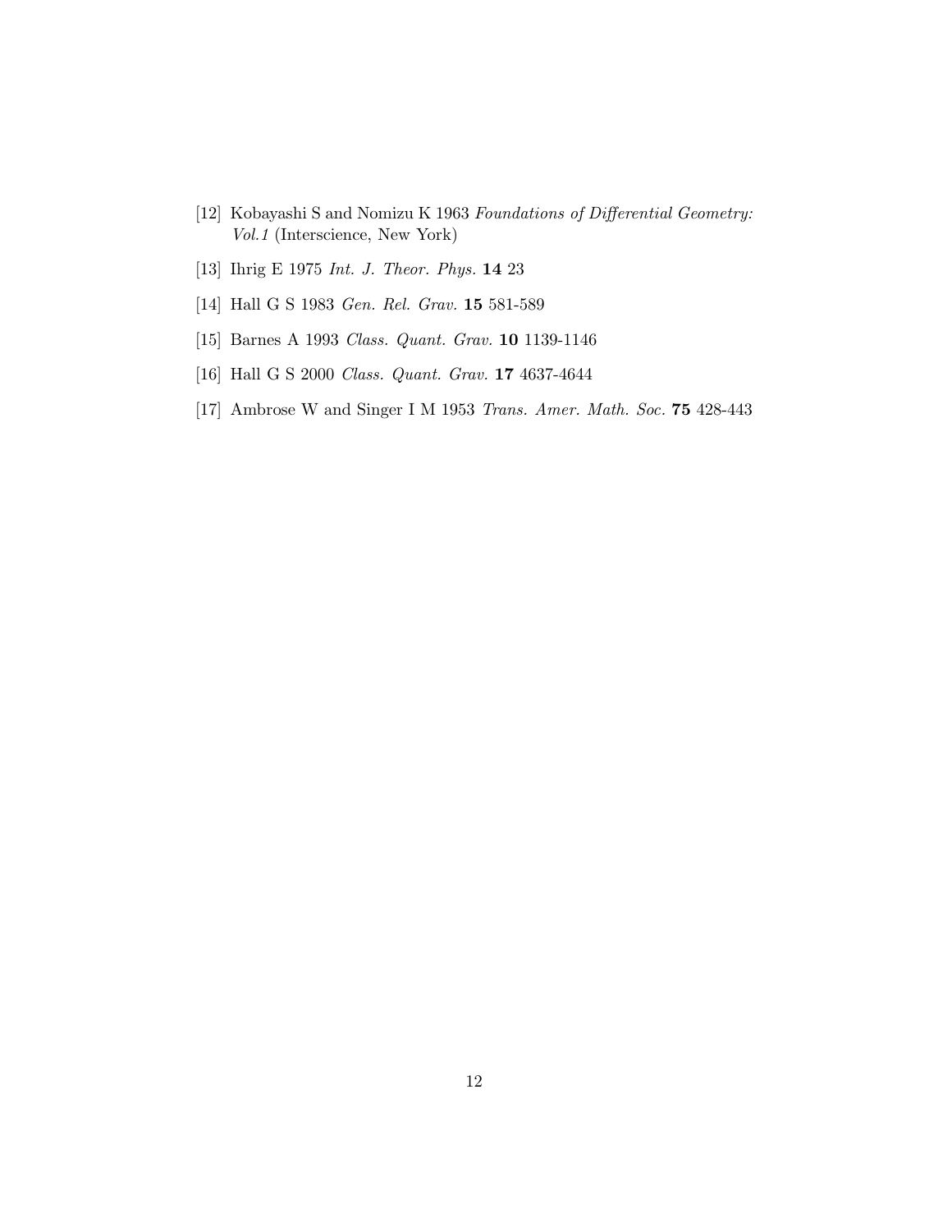[12] Kobayashi S and Nomizu K 1963 *Foundations of Differential Geometry: Vol.1* (Interscience, New York)

[13] Ihrig E 1975 *Int. J. Theor. Phys.* **14** 23

[14] Hall G S 1983 *Gen. Rel. Grav.* **15** 581-589

[15] Barnes A 1993 *Class. Quant. Grav.* **10** 1139-1146

[16] Hall G S 2000 *Class. Quant. Grav.* **17** 4637-4644

[17] Ambrose W and Singer I M 1953 *Trans. Amer. Math. Soc.* **75** 428-443